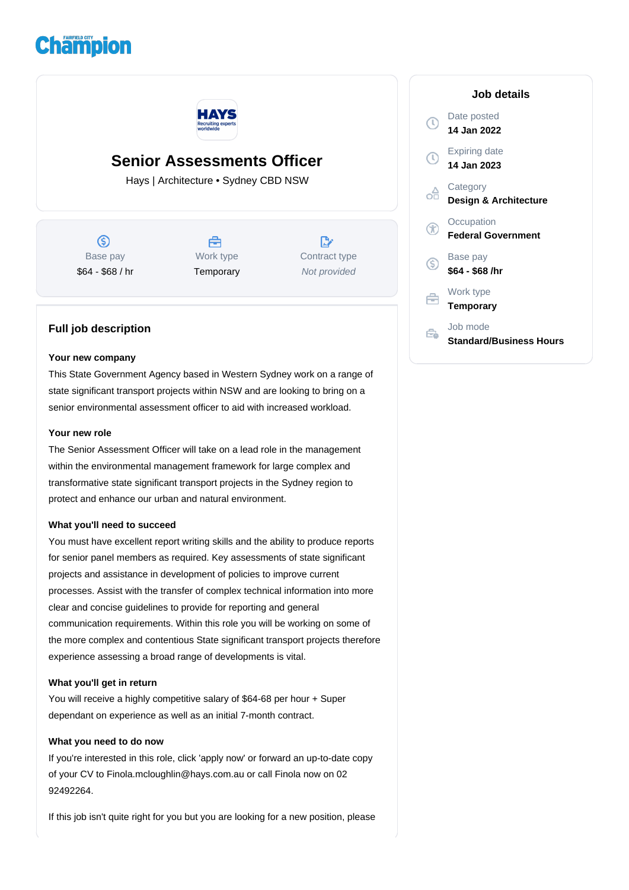# Senior Assessments Officer

Hays | Architecture • Sydney CBD NSW

| Base pay | Work type | Contract type |
|---|---|---|
| $64 - $68 / hr | Temporary | *Not provided* |

## Full job description

**Your new company**

This State Government Agency based in Western Sydney work on a range of state significant transport projects within NSW and are looking to bring on a senior environmental assessment officer to aid with increased workload.

**Your new role**

The Senior Assessment Officer will take on a lead role in the management within the environmental management framework for large complex and transformative state significant transport projects in the Sydney region to protect and enhance our urban and natural environment.

**What you'll need to succeed**

You must have excellent report writing skills and the ability to produce reports for senior panel members as required. Key assessments of state significant projects and assistance in development of policies to improve current processes. Assist with the transfer of complex technical information into more clear and concise guidelines to provide for reporting and general communication requirements. Within this role you will be working on some of the more complex and contentious State significant transport projects therefore experience assessing a broad range of developments is vital.

**What you'll get in return**

You will receive a highly competitive salary of $64-68 per hour + Super dependant on experience as well as an initial 7-month contract.

**What you need to do now**

If you're interested in this role, click 'apply now' or forward an up-to-date copy of your CV to Finola.mcloughlin@hays.com.au or call Finola now on 02 92492264.

If this job isn't quite right for you but you are looking for a new position, please

## Job details

Date posted
**14 Jan 2022**

Expiring date
**14 Jan 2023**

Category
**Design & Architecture**

Occupation
**Federal Government**

Base pay
**$64 - $68 /hr**

Work type
**Temporary**

Job mode
**Standard/Business Hours**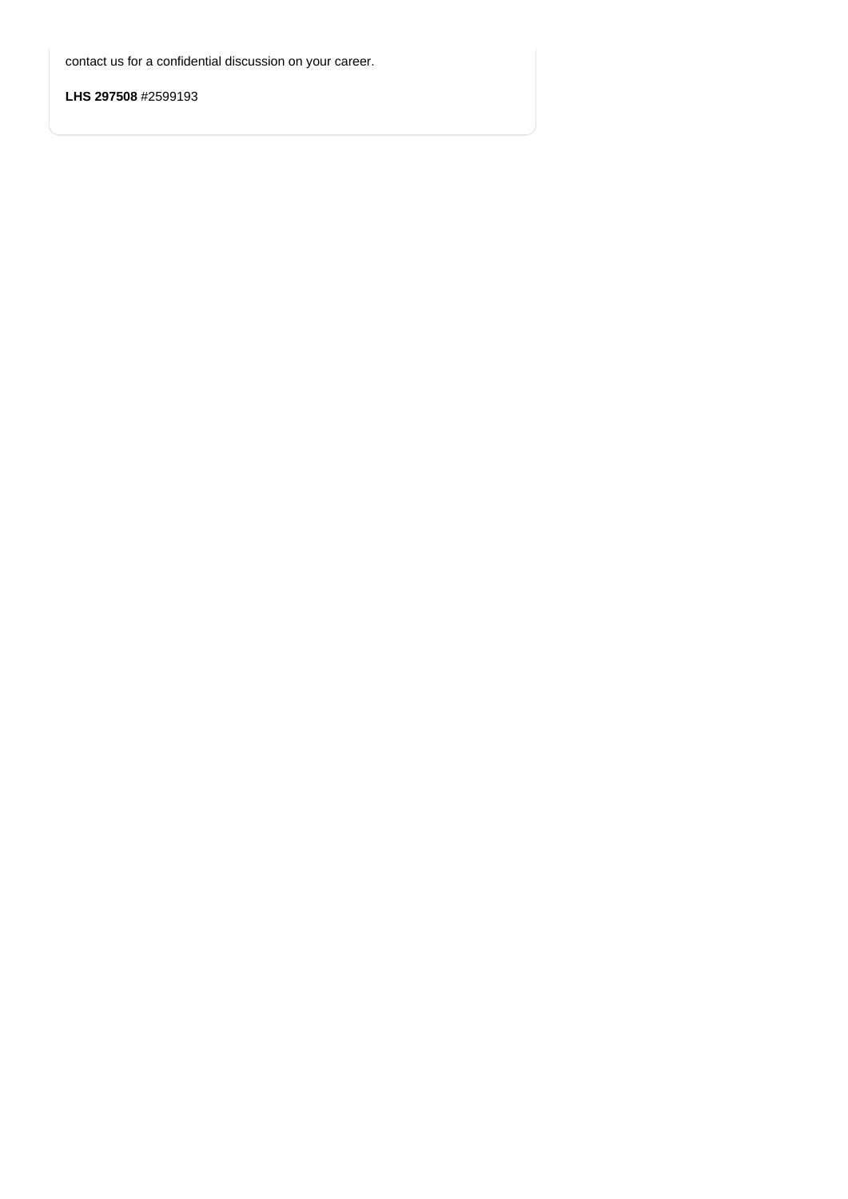contact us for a confidential discussion on your career.

**LHS 297508** #2599193